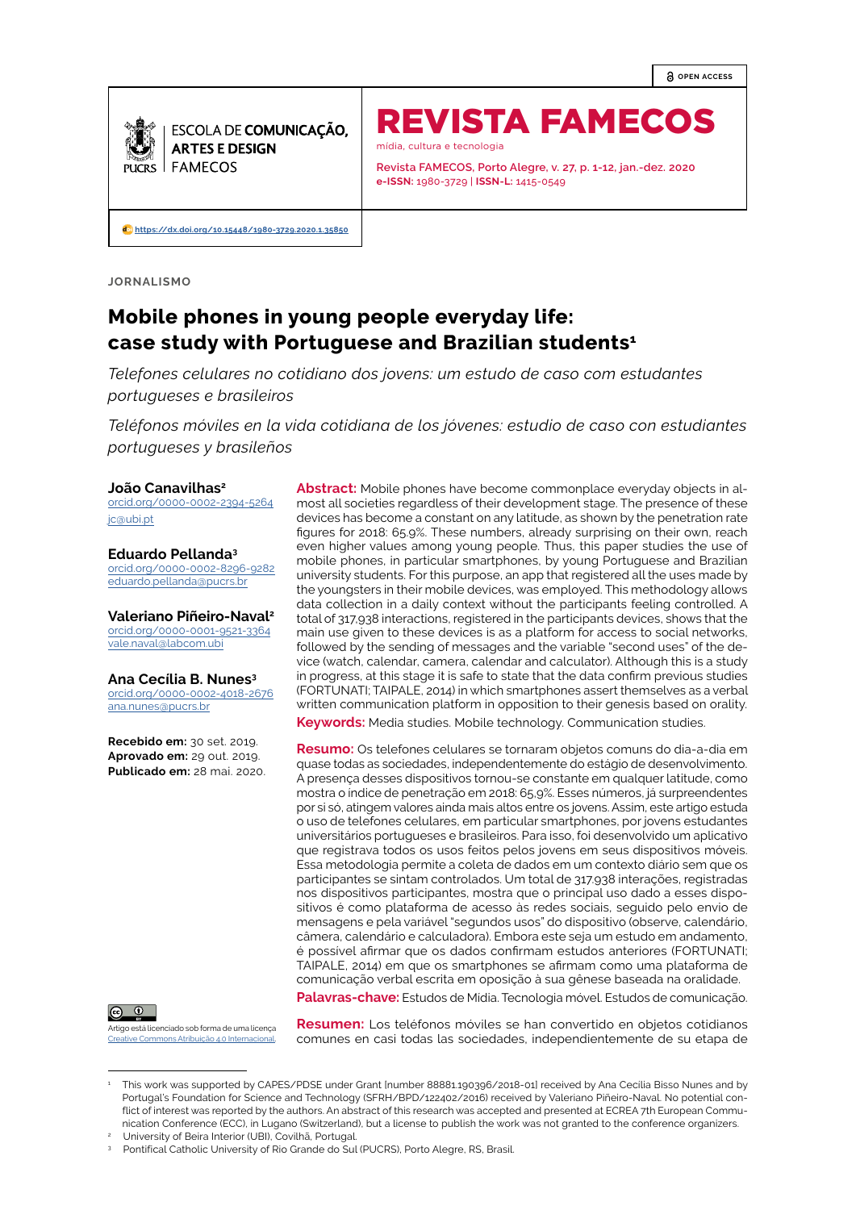OPEN ACCESS

ESCOLA DE COMUNICAÇÃO, ARTES E DESIGN
FAMECOS
PUCRS

# REVISTA FAMECOS

mídia, cultura e tecnologia

Revista FAMECOS, Porto Alegre, v. 27, p. 1-12, jan.-dez. 2020
**e-ISSN:** 1980-3729 | **ISSN-L:** 1415-0549

https://dx.doi.org/10.15448/1980-3729.2020.1.35850

JORNALISMO

## Mobile phones in young people everyday life: case study with Portuguese and Brazilian students[1]

*Telefones celulares no cotidiano dos jovens: um estudo de caso com estudantes portugueses e brasileiros*

*Teléfonos móviles en la vida cotidiana de los jóvenes: estudio de caso con estudiantes portugueses y brasileños*

**João Canavilhas**[2]
orcid.org/0000-0002-2394-5264
jc@ubi.pt

**Eduardo Pellanda**[3]
orcid.org/0000-0002-8296-9282
eduardo.pellanda@pucrs.br

**Valeriano Piñeiro-Naval**[2]
orcid.org/0000-0001-9521-3364
vale.naval@labcom.ubi

**Ana Cecília B. Nunes**[3]
orcid.org/0000-0002-4018-2676
ana.nunes@pucrs.br

**Recebido em:** 30 set. 2019.
**Aprovado em:** 29 out. 2019.
**Publicado em:** 28 mai. 2020.

**Abstract:** Mobile phones have become commonplace everyday objects in almost all societies regardless of their development stage. The presence of these devices has become a constant on any latitude, as shown by the penetration rate figures for 2018: 65.9%. These numbers, already surprising on their own, reach even higher values among young people. Thus, this paper studies the use of mobile phones, in particular smartphones, by young Portuguese and Brazilian university students. For this purpose, an app that registered all the uses made by the youngsters in their mobile devices, was employed. This methodology allows data collection in a daily context without the participants feeling controlled. A total of 317,938 interactions, registered in the participants devices, shows that the main use given to these devices is as a platform for access to social networks, followed by the sending of messages and the variable "second uses" of the device (watch, calendar, camera, calendar and calculator). Although this is a study in progress, at this stage it is safe to state that the data confirm previous studies (FORTUNATI; TAIPALE, 2014) in which smartphones assert themselves as a verbal written communication platform in opposition to their genesis based on orality.

**Keywords:** Media studies. Mobile technology. Communication studies.

**Resumo:** Os telefones celulares se tornaram objetos comuns do dia-a-dia em quase todas as sociedades, independentemente do estágio de desenvolvimento. A presença desses dispositivos tornou-se constante em qualquer latitude, como mostra o índice de penetração em 2018: 65,9%. Esses números, já surpreendentes por si só, atingem valores ainda mais altos entre os jovens. Assim, este artigo estuda o uso de telefones celulares, em particular smartphones, por jovens estudantes universitários portugueses e brasileiros. Para isso, foi desenvolvido um aplicativo que registrava todos os usos feitos pelos jovens em seus dispositivos móveis. Essa metodologia permite a coleta de dados em um contexto diário sem que os participantes se sintam controlados. Um total de 317.938 interações, registradas nos dispositivos participantes, mostra que o principal uso dado a esses dispositivos é como plataforma de acesso às redes sociais, seguido pelo envio de mensagens e pela variável "segundos usos" do dispositivo (observe, calendário, câmera, calendário e calculadora). Embora este seja um estudo em andamento, é possível afirmar que os dados confirmam estudos anteriores (FORTUNATI; TAIPALE, 2014) em que os smartphones se afirmam como uma plataforma de comunicação verbal escrita em oposição à sua gênese baseada na oralidade.

**Palavras-chave:** Estudos de Mídia. Tecnologia móvel. Estudos de comunicação.

**Resumen:** Los teléfonos móviles se han convertido en objetos cotidianos comunes en casi todas las sociedades, independientemente de su etapa de

Artigo está licenciado sob forma de uma licença Creative Commons Atribuição 4.0 Internacional.

---

[1] This work was supported by CAPES/PDSE under Grant [number 88881.190396/2018-01] received by Ana Cecilia Bisso Nunes and by Portugal's Foundation for Science and Technology (SFRH/BPD/122402/2016) received by Valeriano Piñeiro-Naval. No potential conflict of interest was reported by the authors. An abstract of this research was accepted and presented at ECREA 7th European Communication Conference (ECC), in Lugano (Switzerland), but a license to publish the work was not granted to the conference organizers.

[2] University of Beira Interior (UBI), Covilhã, Portugal.

[3] Pontifical Catholic University of Rio Grande do Sul (PUCRS), Porto Alegre, RS, Brasil.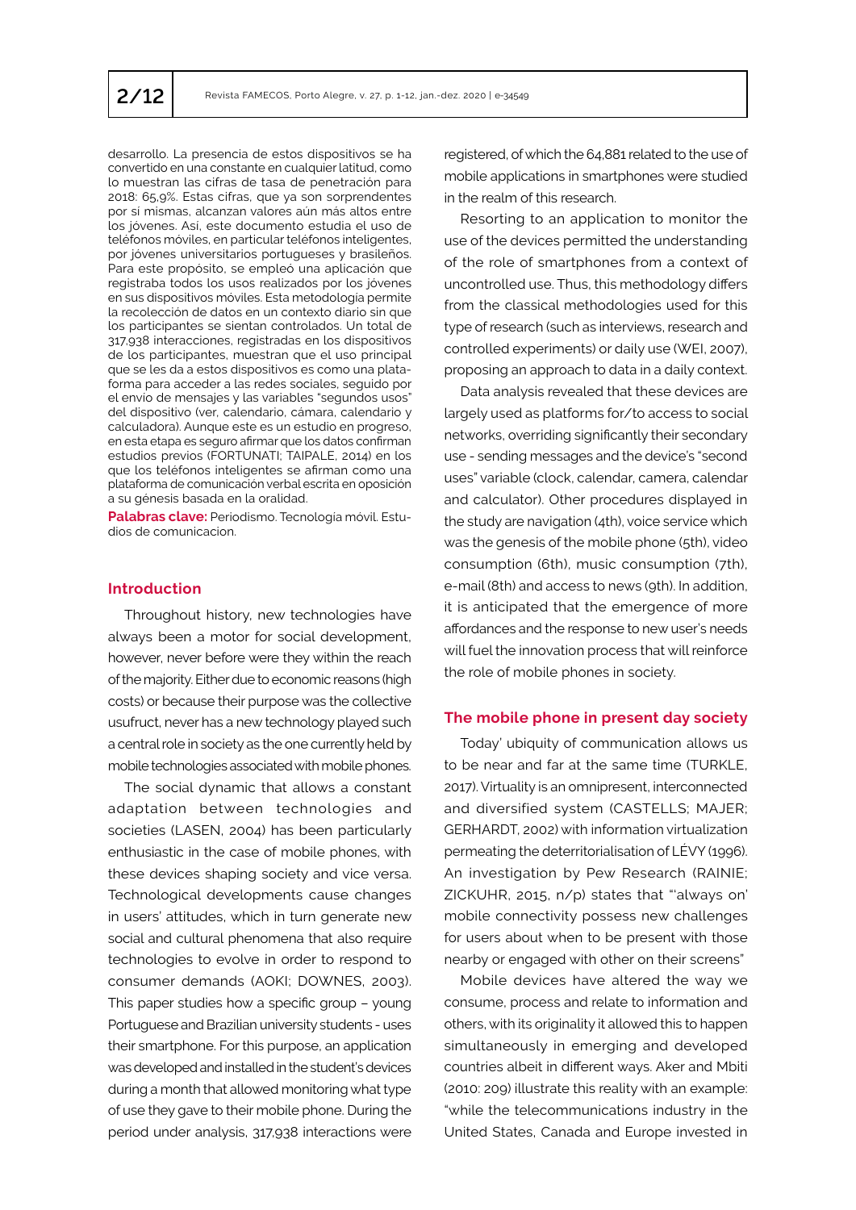desarrollo. La presencia de estos dispositivos se ha convertido en una constante en cualquier latitud, como lo muestran las cifras de tasa de penetración para 2018: 65,9%. Estas cifras, que ya son sorprendentes por sí mismas, alcanzan valores aún más altos entre los jóvenes. Así, este documento estudia el uso de teléfonos móviles, en particular teléfonos inteligentes, por jóvenes universitarios portugueses y brasileños. Para este propósito, se empleó una aplicación que registraba todos los usos realizados por los jóvenes en sus dispositivos móviles. Esta metodología permite la recolección de datos en un contexto diario sin que los participantes se sientan controlados. Un total de 317,938 interacciones, registradas en los dispositivos de los participantes, muestran que el uso principal que se les da a estos dispositivos es como una plataforma para acceder a las redes sociales, seguido por el envío de mensajes y las variables "segundos usos" del dispositivo (ver, calendario, cámara, calendario y calculadora). Aunque este es un estudio en progreso, en esta etapa es seguro afirmar que los datos confirman estudios previos (FORTUNATI; TAIPALE, 2014) en los que los teléfonos inteligentes se afirman como una plataforma de comunicación verbal escrita en oposición a su génesis basada en la oralidad.

**Palabras clave:** Periodismo. Tecnologia móvil. Estudios de comunicacion.

## Introduction

Throughout history, new technologies have always been a motor for social development, however, never before were they within the reach of the majority. Either due to economic reasons (high costs) or because their purpose was the collective usufruct, never has a new technology played such a central role in society as the one currently held by mobile technologies associated with mobile phones.

The social dynamic that allows a constant adaptation between technologies and societies (LASEN, 2004) has been particularly enthusiastic in the case of mobile phones, with these devices shaping society and vice versa. Technological developments cause changes in users' attitudes, which in turn generate new social and cultural phenomena that also require technologies to evolve in order to respond to consumer demands (AOKI; DOWNES, 2003). This paper studies how a specific group – young Portuguese and Brazilian university students - uses their smartphone. For this purpose, an application was developed and installed in the student's devices during a month that allowed monitoring what type of use they gave to their mobile phone. During the period under analysis, 317,938 interactions were registered, of which the 64,881 related to the use of mobile applications in smartphones were studied in the realm of this research.

Resorting to an application to monitor the use of the devices permitted the understanding of the role of smartphones from a context of uncontrolled use. Thus, this methodology differs from the classical methodologies used for this type of research (such as interviews, research and controlled experiments) or daily use (WEI, 2007), proposing an approach to data in a daily context.

Data analysis revealed that these devices are largely used as platforms for/to access to social networks, overriding significantly their secondary use - sending messages and the device's "second uses" variable (clock, calendar, camera, calendar and calculator). Other procedures displayed in the study are navigation (4th), voice service which was the genesis of the mobile phone (5th), video consumption (6th), music consumption (7th), e-mail (8th) and access to news (9th). In addition, it is anticipated that the emergence of more affordances and the response to new user's needs will fuel the innovation process that will reinforce the role of mobile phones in society.

## The mobile phone in present day society

Today' ubiquity of communication allows us to be near and far at the same time (TURKLE, 2017). Virtuality is an omnipresent, interconnected and diversified system (CASTELLS; MAJER; GERHARDT, 2002) with information virtualization permeating the deterritorialisation of LÉVY (1996). An investigation by Pew Research (RAINIE; ZICKUHR, 2015, n/p) states that "'always on' mobile connectivity possess new challenges for users about when to be present with those nearby or engaged with other on their screens"

Mobile devices have altered the way we consume, process and relate to information and others, with its originality it allowed this to happen simultaneously in emerging and developed countries albeit in different ways. Aker and Mbiti (2010: 209) illustrate this reality with an example: "while the telecommunications industry in the United States, Canada and Europe invested in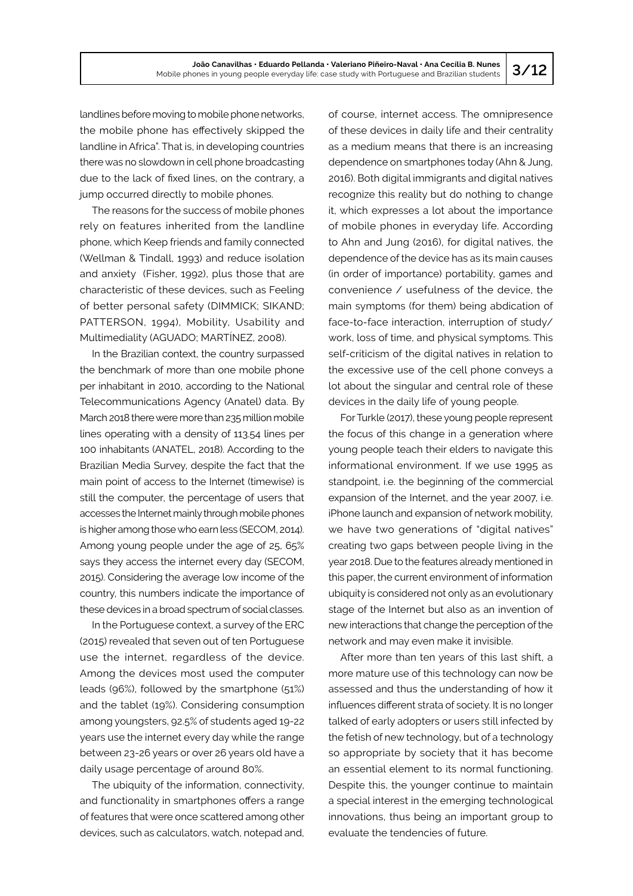landlines before moving to mobile phone networks, the mobile phone has effectively skipped the landline in Africa". That is, in developing countries there was no slowdown in cell phone broadcasting due to the lack of fixed lines, on the contrary, a jump occurred directly to mobile phones.

The reasons for the success of mobile phones rely on features inherited from the landline phone, which Keep friends and family connected (Wellman & Tindall, 1993) and reduce isolation and anxiety (Fisher, 1992), plus those that are characteristic of these devices, such as Feeling of better personal safety (DIMMICK; SIKAND; PATTERSON, 1994), Mobility, Usability and Multimediality (AGUADO; MARTÍNEZ, 2008).

In the Brazilian context, the country surpassed the benchmark of more than one mobile phone per inhabitant in 2010, according to the National Telecommunications Agency (Anatel) data. By March 2018 there were more than 235 million mobile lines operating with a density of 113.54 lines per 100 inhabitants (ANATEL, 2018). According to the Brazilian Media Survey, despite the fact that the main point of access to the Internet (timewise) is still the computer, the percentage of users that accesses the Internet mainly through mobile phones is higher among those who earn less (SECOM, 2014). Among young people under the age of 25, 65% says they access the internet every day (SECOM, 2015). Considering the average low income of the country, this numbers indicate the importance of these devices in a broad spectrum of social classes.

In the Portuguese context, a survey of the ERC (2015) revealed that seven out of ten Portuguese use the internet, regardless of the device. Among the devices most used the computer leads (96%), followed by the smartphone (51%) and the tablet (19%). Considering consumption among youngsters, 92.5% of students aged 19-22 years use the internet every day while the range between 23-26 years or over 26 years old have a daily usage percentage of around 80%.

The ubiquity of the information, connectivity, and functionality in smartphones offers a range of features that were once scattered among other devices, such as calculators, watch, notepad and, of course, internet access. The omnipresence of these devices in daily life and their centrality as a medium means that there is an increasing dependence on smartphones today (Ahn & Jung, 2016). Both digital immigrants and digital natives recognize this reality but do nothing to change it, which expresses a lot about the importance of mobile phones in everyday life. According to Ahn and Jung (2016), for digital natives, the dependence of the device has as its main causes (in order of importance) portability, games and convenience / usefulness of the device, the main symptoms (for them) being abdication of face-to-face interaction, interruption of study/work, loss of time, and physical symptoms. This self-criticism of the digital natives in relation to the excessive use of the cell phone conveys a lot about the singular and central role of these devices in the daily life of young people.

For Turkle (2017), these young people represent the focus of this change in a generation where young people teach their elders to navigate this informational environment. If we use 1995 as standpoint, i.e. the beginning of the commercial expansion of the Internet, and the year 2007, i.e. iPhone launch and expansion of network mobility, we have two generations of "digital natives" creating two gaps between people living in the year 2018. Due to the features already mentioned in this paper, the current environment of information ubiquity is considered not only as an evolutionary stage of the Internet but also as an invention of new interactions that change the perception of the network and may even make it invisible.

After more than ten years of this last shift, a more mature use of this technology can now be assessed and thus the understanding of how it influences different strata of society. It is no longer talked of early adopters or users still infected by the fetish of new technology, but of a technology so appropriate by society that it has become an essential element to its normal functioning. Despite this, the younger continue to maintain a special interest in the emerging technological innovations, thus being an important group to evaluate the tendencies of future.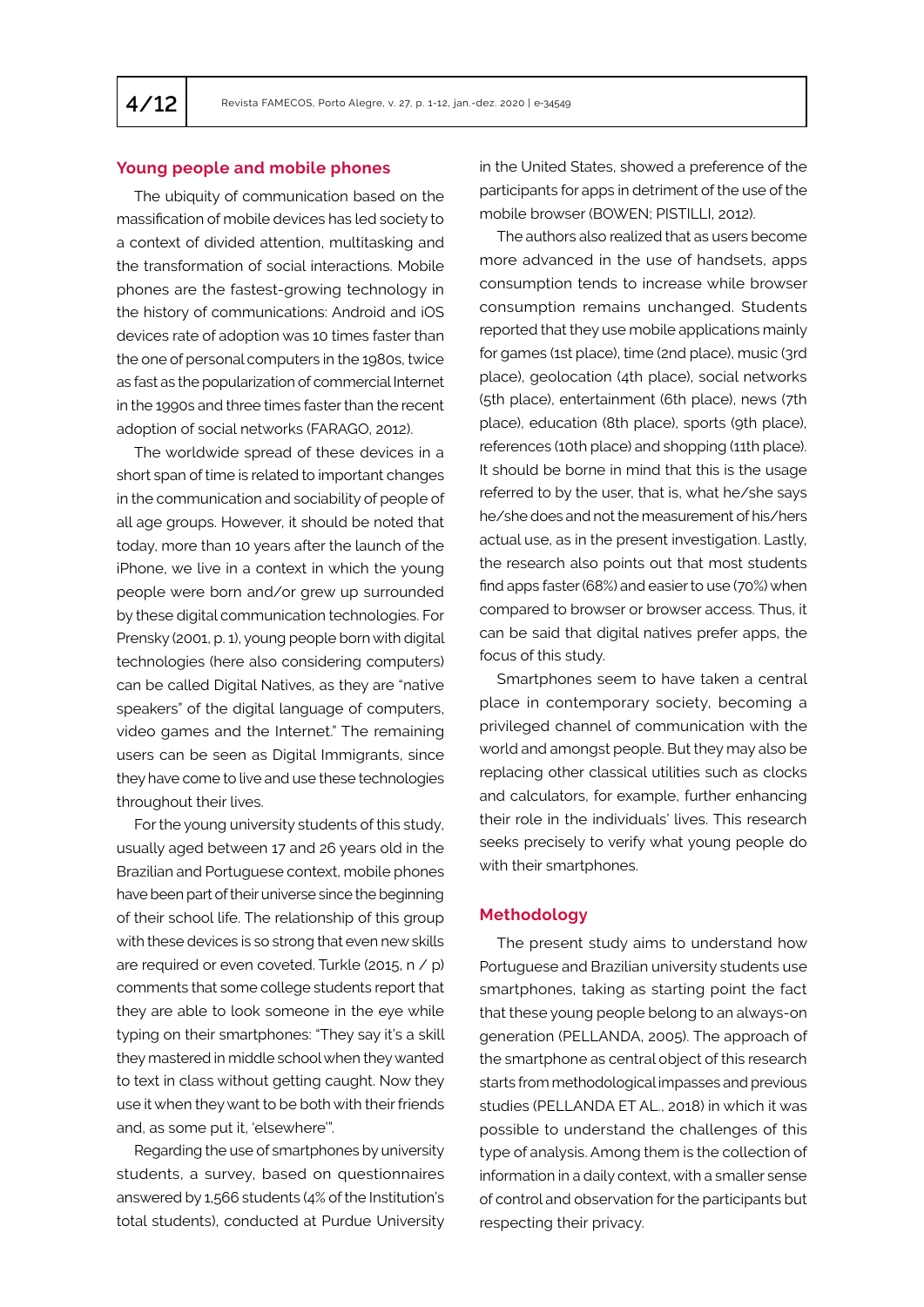## Young people and mobile phones

The ubiquity of communication based on the massification of mobile devices has led society to a context of divided attention, multitasking and the transformation of social interactions. Mobile phones are the fastest-growing technology in the history of communications: Android and iOS devices rate of adoption was 10 times faster than the one of personal computers in the 1980s, twice as fast as the popularization of commercial Internet in the 1990s and three times faster than the recent adoption of social networks (FARAGO, 2012).

The worldwide spread of these devices in a short span of time is related to important changes in the communication and sociability of people of all age groups. However, it should be noted that today, more than 10 years after the launch of the iPhone, we live in a context in which the young people were born and/or grew up surrounded by these digital communication technologies. For Prensky (2001, p. 1), young people born with digital technologies (here also considering computers) can be called Digital Natives, as they are "native speakers" of the digital language of computers, video games and the Internet." The remaining users can be seen as Digital Immigrants, since they have come to live and use these technologies throughout their lives.

For the young university students of this study, usually aged between 17 and 26 years old in the Brazilian and Portuguese context, mobile phones have been part of their universe since the beginning of their school life. The relationship of this group with these devices is so strong that even new skills are required or even coveted. Turkle (2015, n / p) comments that some college students report that they are able to look someone in the eye while typing on their smartphones: "They say it's a skill they mastered in middle school when they wanted to text in class without getting caught. Now they use it when they want to be both with their friends and, as some put it, 'elsewhere'".

Regarding the use of smartphones by university students, a survey, based on questionnaires answered by 1,566 students (4% of the Institution's total students), conducted at Purdue University in the United States, showed a preference of the participants for apps in detriment of the use of the mobile browser (BOWEN; PISTILLI, 2012).

The authors also realized that as users become more advanced in the use of handsets, apps consumption tends to increase while browser consumption remains unchanged. Students reported that they use mobile applications mainly for games (1st place), time (2nd place), music (3rd place), geolocation (4th place), social networks (5th place), entertainment (6th place), news (7th place), education (8th place), sports (9th place), references (10th place) and shopping (11th place). It should be borne in mind that this is the usage referred to by the user, that is, what he/she says he/she does and not the measurement of his/hers actual use, as in the present investigation. Lastly, the research also points out that most students find apps faster (68%) and easier to use (70%) when compared to browser or browser access. Thus, it can be said that digital natives prefer apps, the focus of this study.

Smartphones seem to have taken a central place in contemporary society, becoming a privileged channel of communication with the world and amongst people. But they may also be replacing other classical utilities such as clocks and calculators, for example, further enhancing their role in the individuals' lives. This research seeks precisely to verify what young people do with their smartphones.

## Methodology

The present study aims to understand how Portuguese and Brazilian university students use smartphones, taking as starting point the fact that these young people belong to an always-on generation (PELLANDA, 2005). The approach of the smartphone as central object of this research starts from methodological impasses and previous studies (PELLANDA ET AL., 2018) in which it was possible to understand the challenges of this type of analysis. Among them is the collection of information in a daily context, with a smaller sense of control and observation for the participants but respecting their privacy.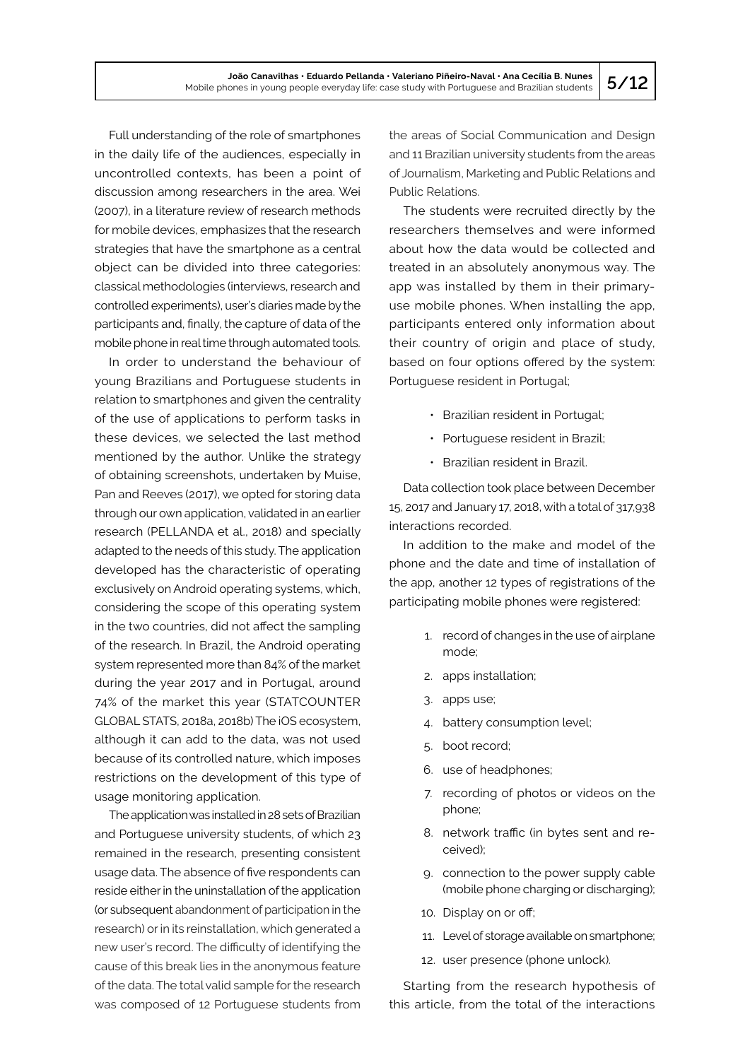Full understanding of the role of smartphones in the daily life of the audiences, especially in uncontrolled contexts, has been a point of discussion among researchers in the area. Wei (2007), in a literature review of research methods for mobile devices, emphasizes that the research strategies that have the smartphone as a central object can be divided into three categories: classical methodologies (interviews, research and controlled experiments), user's diaries made by the participants and, finally, the capture of data of the mobile phone in real time through automated tools.

In order to understand the behaviour of young Brazilians and Portuguese students in relation to smartphones and given the centrality of the use of applications to perform tasks in these devices, we selected the last method mentioned by the author. Unlike the strategy of obtaining screenshots, undertaken by Muise, Pan and Reeves (2017), we opted for storing data through our own application, validated in an earlier research (PELLANDA et al., 2018) and specially adapted to the needs of this study. The application developed has the characteristic of operating exclusively on Android operating systems, which, considering the scope of this operating system in the two countries, did not affect the sampling of the research. In Brazil, the Android operating system represented more than 84% of the market during the year 2017 and in Portugal, around 74% of the market this year (STATCOUNTER GLOBAL STATS, 2018a, 2018b) The iOS ecosystem, although it can add to the data, was not used because of its controlled nature, which imposes restrictions on the development of this type of usage monitoring application.

The application was installed in 28 sets of Brazilian and Portuguese university students, of which 23 remained in the research, presenting consistent usage data. The absence of five respondents can reside either in the uninstallation of the application (or subsequent abandonment of participation in the research) or in its reinstallation, which generated a new user's record. The difficulty of identifying the cause of this break lies in the anonymous feature of the data. The total valid sample for the research was composed of 12 Portuguese students from the areas of Social Communication and Design and 11 Brazilian university students from the areas of Journalism, Marketing and Public Relations and Public Relations.

The students were recruited directly by the researchers themselves and were informed about how the data would be collected and treated in an absolutely anonymous way. The app was installed by them in their primary-use mobile phones. When installing the app, participants entered only information about their country of origin and place of study, based on four options offered by the system: Portuguese resident in Portugal;

- Brazilian resident in Portugal;
- Portuguese resident in Brazil;
- Brazilian resident in Brazil.

Data collection took place between December 15, 2017 and January 17, 2018, with a total of 317,938 interactions recorded.

In addition to the make and model of the phone and the date and time of installation of the app, another 12 types of registrations of the participating mobile phones were registered:

1. record of changes in the use of airplane mode;
2. apps installation;
3. apps use;
4. battery consumption level;
5. boot record;
6. use of headphones;
7. recording of photos or videos on the phone;
8. network traffic (in bytes sent and received);
9. connection to the power supply cable (mobile phone charging or discharging);
10. Display on or off;
11. Level of storage available on smartphone;
12. user presence (phone unlock).

Starting from the research hypothesis of this article, from the total of the interactions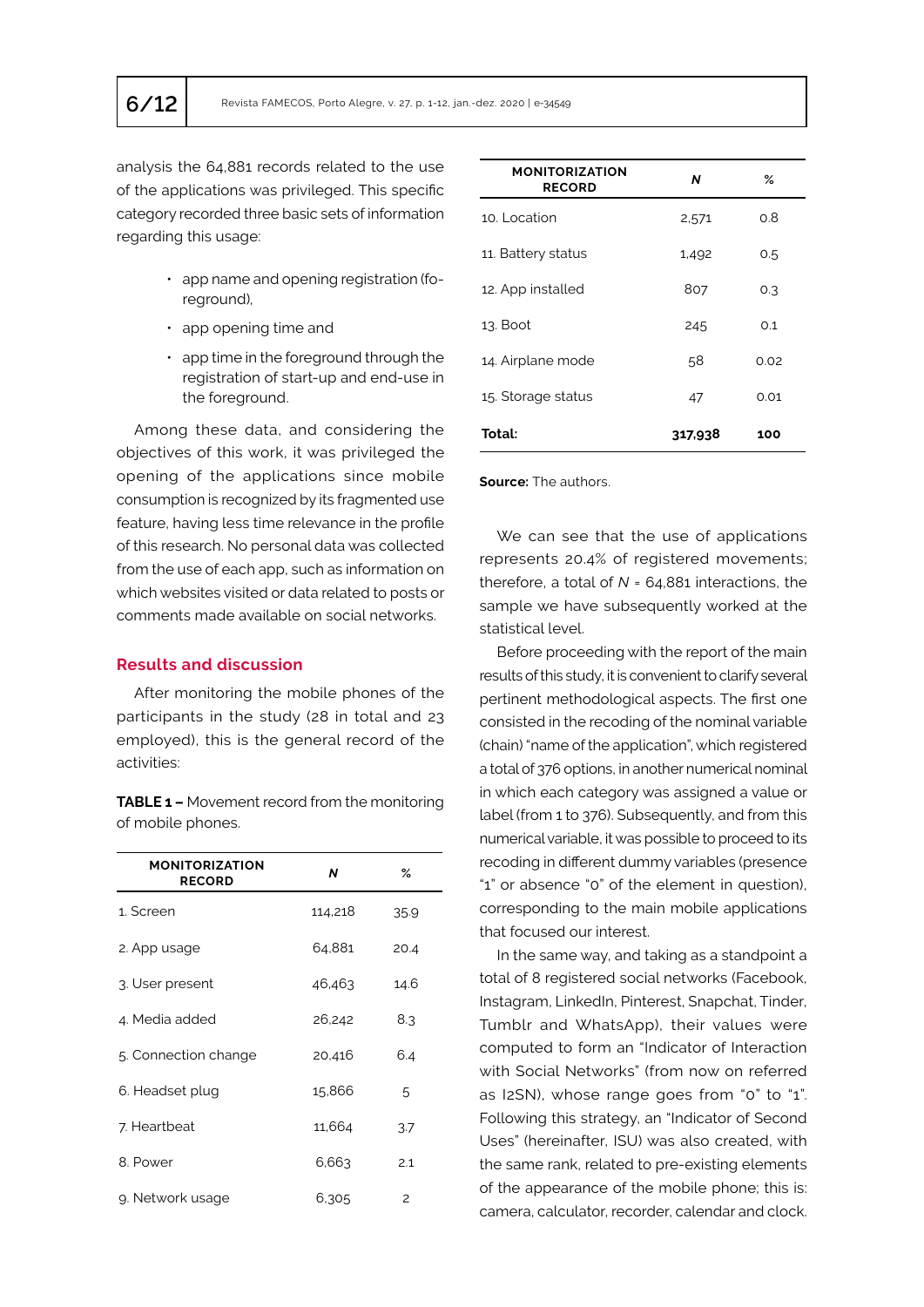analysis the 64,881 records related to the use of the applications was privileged. This specific category recorded three basic sets of information regarding this usage:

- app name and opening registration (foreground),
- app opening time and
- app time in the foreground through the registration of start-up and end-use in the foreground.

Among these data, and considering the objectives of this work, it was privileged the opening of the applications since mobile consumption is recognized by its fragmented use feature, having less time relevance in the profile of this research. No personal data was collected from the use of each app, such as information on which websites visited or data related to posts or comments made available on social networks.

## Results and discussion

After monitoring the mobile phones of the participants in the study (28 in total and 23 employed), this is the general record of the activities:

**TABLE 1 –** Movement record from the monitoring of mobile phones.

| MONITORIZATION RECORD | *N* | % |
|---|---|---|
| 1. Screen | 114,218 | 35.9 |
| 2. App usage | 64,881 | 20.4 |
| 3. User present | 46,463 | 14.6 |
| 4. Media added | 26,242 | 8.3 |
| 5. Connection change | 20,416 | 6.4 |
| 6. Headset plug | 15,866 | 5 |
| 7. Heartbeat | 11,664 | 3.7 |
| 8. Power | 6,663 | 2.1 |
| 9. Network usage | 6,305 | 2 |
| 10. Location | 2,571 | 0.8 |
| 11. Battery status | 1,492 | 0.5 |
| 12. App installed | 807 | 0.3 |
| 13. Boot | 245 | 0.1 |
| 14. Airplane mode | 58 | 0.02 |
| 15. Storage status | 47 | 0.01 |
| **Total:** | **317,938** | **100** |

**Source:** The authors.

We can see that the use of applications represents 20.4% of registered movements; therefore, a total of *N* = 64,881 interactions, the sample we have subsequently worked at the statistical level.

Before proceeding with the report of the main results of this study, it is convenient to clarify several pertinent methodological aspects. The first one consisted in the recoding of the nominal variable (chain) "name of the application", which registered a total of 376 options, in another numerical nominal in which each category was assigned a value or label (from 1 to 376). Subsequently, and from this numerical variable, it was possible to proceed to its recoding in different dummy variables (presence "1" or absence "0" of the element in question), corresponding to the main mobile applications that focused our interest.

In the same way, and taking as a standpoint a total of 8 registered social networks (Facebook, Instagram, LinkedIn, Pinterest, Snapchat, Tinder, Tumblr and WhatsApp), their values were computed to form an "Indicator of Interaction with Social Networks" (from now on referred as I2SN), whose range goes from "0" to "1". Following this strategy, an "Indicator of Second Uses" (hereinafter, ISU) was also created, with the same rank, related to pre-existing elements of the appearance of the mobile phone; this is: camera, calculator, recorder, calendar and clock.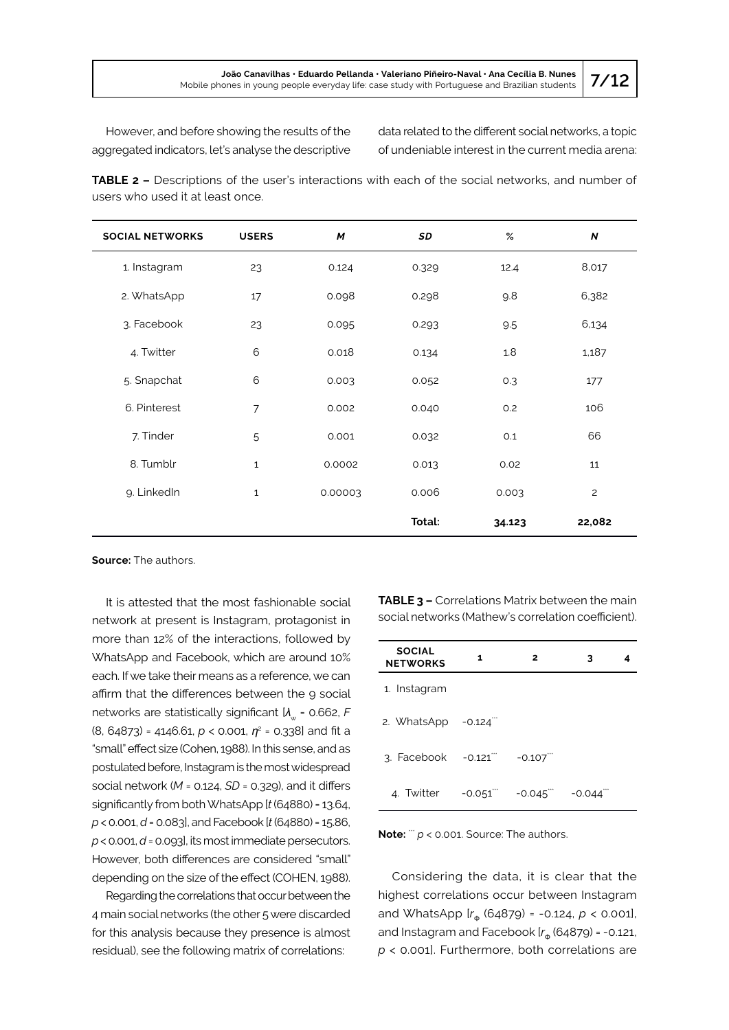However, and before showing the results of the aggregated indicators, let's analyse the descriptive data related to the different social networks, a topic of undeniable interest in the current media arena:

**TABLE 2 –** Descriptions of the user's interactions with each of the social networks, and number of users who used it at least once.

| SOCIAL NETWORKS | USERS | *M* | *SD* | % | *N* |
|---|---|---|---|---|---|
| 1. Instagram | 23 | 0.124 | 0.329 | 12.4 | 8,017 |
| 2. WhatsApp | 17 | 0.098 | 0.298 | 9.8 | 6,382 |
| 3. Facebook | 23 | 0.095 | 0.293 | 9.5 | 6,134 |
| 4. Twitter | 6 | 0.018 | 0.134 | 1.8 | 1,187 |
| 5. Snapchat | 6 | 0.003 | 0.052 | 0.3 | 177 |
| 6. Pinterest | 7 | 0.002 | 0.040 | 0.2 | 106 |
| 7. Tinder | 5 | 0.001 | 0.032 | 0.1 | 66 |
| 8. Tumblr | 1 | 0.0002 | 0.013 | 0.02 | 11 |
| 9. LinkedIn | 1 | 0.00003 | 0.006 | 0.003 | 2 |
| | | | **Total:** | **34.123** | **22,082** |

**Source:** The authors.

It is attested that the most fashionable social network at present is Instagram, protagonist in more than 12% of the interactions, followed by WhatsApp and Facebook, which are around 10% each. If we take their means as a reference, we can affirm that the differences between the 9 social networks are statistically significant [$\lambda_w$ = 0.662, $F$ (8, 64873) = 4146.61, $p$ < 0.001, $\eta^2$ = 0.338] and fit a "small" effect size (Cohen, 1988). In this sense, and as postulated before, Instagram is the most widespread social network ($M$ = 0.124, $SD$ = 0.329), and it differs significantly from both WhatsApp [$t$ (64880) = 13.64, $p$ < 0.001, $d$ = 0.083], and Facebook [$t$ (64880) = 15.86, $p$ < 0.001, $d$ = 0.093], its most immediate persecutors. However, both differences are considered "small" depending on the size of the effect (COHEN, 1988).

Regarding the correlations that occur between the 4 main social networks (the other 5 were discarded for this analysis because they presence is almost residual), see the following matrix of correlations:

**TABLE 3 –** Correlations Matrix between the main social networks (Mathew's correlation coefficient).

| SOCIAL NETWORKS | 1 | 2 | 3 | 4 |
|---|---|---|---|---|
| 1. Instagram | | | | |
| 2. WhatsApp | -0.124*** | | | |
| 3. Facebook | -0.121*** | -0.107*** | | |
| 4. Twitter | -0.051*** | -0.045*** | -0.044*** | |

**Note:** *** $p$ < 0.001. Source: The authors.

Considering the data, it is clear that the highest correlations occur between Instagram and WhatsApp [$r_\Phi$ (64879) = -0.124, $p$ < 0.001], and Instagram and Facebook [$r_\Phi$ (64879) = -0.121, $p$ < 0.001]. Furthermore, both correlations are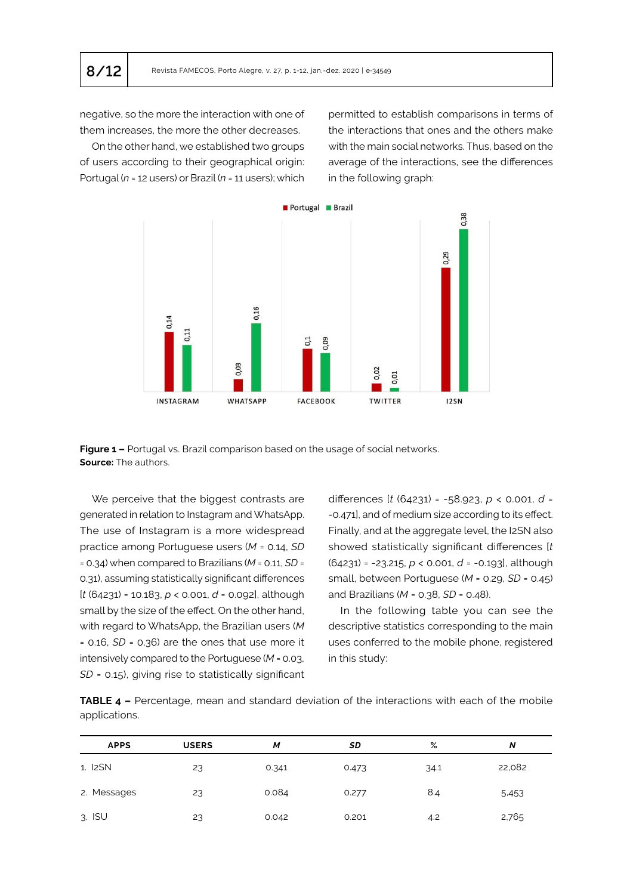negative, so the more the interaction with one of them increases, the more the other decreases.

On the other hand, we established two groups of users according to their geographical origin: Portugal (*n* = 12 users) or Brazil (*n* = 11 users); which permitted to establish comparisons in terms of the interactions that ones and the others make with the main social networks. Thus, based on the average of the interactions, see the differences in the following graph:

**Figure 1 –** Portugal vs. Brazil comparison based on the usage of social networks.
**Source:** The authors.

We perceive that the biggest contrasts are generated in relation to Instagram and WhatsApp. The use of Instagram is a more widespread practice among Portuguese users ($M$ = 0.14, $SD$ = 0.34) when compared to Brazilians ($M$ = 0.11, $SD$ = 0.31), assuming statistically significant differences [$t$ (64231) = 10.183, $p < 0.001$, $d$ = 0.092], although small by the size of the effect. On the other hand, with regard to WhatsApp, the Brazilian users ($M$ = 0.16, $SD$ = 0.36) are the ones that use more it intensively compared to the Portuguese ($M$ = 0.03, $SD$ = 0.15), giving rise to statistically significant differences [$t$ (64231) = -58.923, $p < 0.001$, $d$ = -0.471], and of medium size according to its effect. Finally, and at the aggregate level, the I2SN also showed statistically significant differences [$t$ (64231) = -23.215, $p < 0.001$, $d$ = -0.193], although small, between Portuguese ($M$ = 0.29, $SD$ = 0.45) and Brazilians ($M$ = 0.38, $SD$ = 0.48).

In the following table you can see the descriptive statistics corresponding to the main uses conferred to the mobile phone, registered in this study:

**TABLE 4 –** Percentage, mean and standard deviation of the interactions with each of the mobile applications.

| APPS | USERS | *M* | *SD* | % | *N* |
|---|---|---|---|---|---|
| 1. I2SN | 23 | 0.341 | 0.473 | 34.1 | 22,082 |
| 2. Messages | 23 | 0.084 | 0.277 | 8.4 | 5,453 |
| 3. ISU | 23 | 0.042 | 0.201 | 4.2 | 2,765 |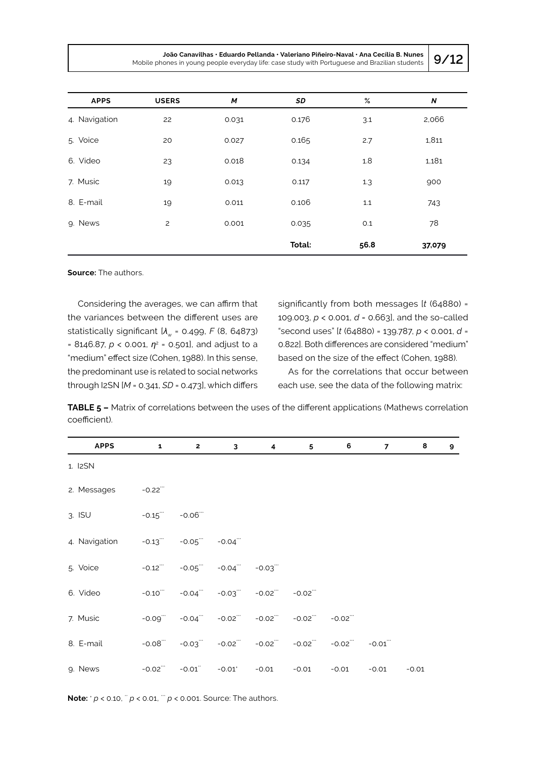| APPS | USERS | *M* | *SD* | % | *N* |
|---|---|---|---|---|---|
| 4. Navigation | 22 | 0.031 | 0.176 | 3.1 | 2,066 |
| 5. Voice | 20 | 0.027 | 0.165 | 2.7 | 1,811 |
| 6. Video | 23 | 0.018 | 0.134 | 1.8 | 1,181 |
| 7. Music | 19 | 0.013 | 0.117 | 1.3 | 900 |
| 8. E-mail | 19 | 0.011 | 0.106 | 1.1 | 743 |
| 9. News | 2 | 0.001 | 0.035 | 0.1 | 78 |
| | | | **Total:** | **56.8** | **37,079** |

**Source:** The authors.

Considering the averages, we can affirm that the variances between the different uses are statistically significant [$\lambda_w = 0.499$, $F$ (8, 64873) = 8146.87, $p < 0.001$, $\eta^2 = 0.501$], and adjust to a "medium" effect size (Cohen, 1988). In this sense, the predominant use is related to social networks through I2SN [$M = 0.341$, $SD = 0.473$], which differs significantly from both messages [$t$ (64880) = 109.003, $p < 0.001$, $d = 0.663$], and the so-called "second uses" [$t$ (64880) = 139.787, $p < 0.001$, $d = 0.822$]. Both differences are considered "medium" based on the size of the effect (Cohen, 1988).

As for the correlations that occur between each use, see the data of the following matrix:

**TABLE 5 –** Matrix of correlations between the uses of the different applications (Mathews correlation coefficient).

| APPS | 1 | 2 | 3 | 4 | 5 | 6 | 7 | 8 | 9 |
|---|---|---|---|---|---|---|---|---|---|
| 1. I2SN | | | | | | | | | |
| 2. Messages | -0.22*** | | | | | | | | |
| 3. ISU | -0.15*** | -0.06*** | | | | | | | |
| 4. Navigation | -0.13*** | -0.05*** | -0.04*** | | | | | | |
| 5. Voice | -0.12*** | -0.05*** | -0.04*** | -0.03*** | | | | | |
| 6. Video | -0.10*** | -0.04*** | -0.03*** | -0.02*** | -0.02*** | | | | |
| 7. Music | -0.09*** | -0.04*** | -0.02*** | -0.02*** | -0.02*** | -0.02*** | | | |
| 8. E-mail | -0.08*** | -0.03*** | -0.02*** | -0.02*** | -0.02*** | -0.02*** | -0.01*** | | |
| 9. News | -0.02*** | -0.01** | -0.01* | -0.01 | -0.01 | -0.01 | -0.01 | -0.01 | |

**Note:** * $p < 0.10$, ** $p < 0.01$, *** $p < 0.001$. Source: The authors.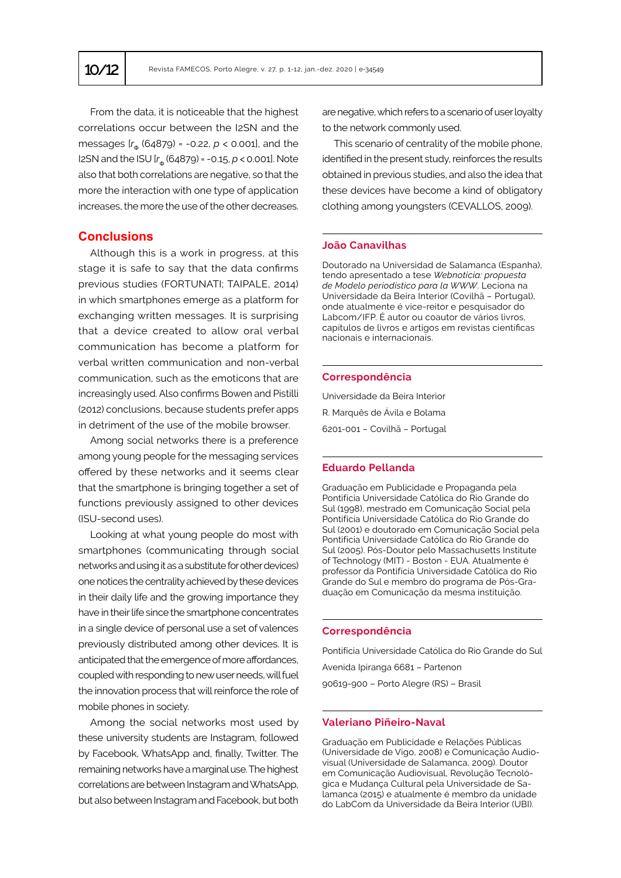From the data, it is noticeable that the highest correlations occur between the I2SN and the messages [$r_\Phi$ (64879) = -0.22, $p$ < 0.001], and the I2SN and the ISU [$r_\Phi$ (64879) = -0.15, $p$ < 0.001]. Note also that both correlations are negative, so that the more the interaction with one type of application increases, the more the use of the other decreases.

## Conclusions

Although this is a work in progress, at this stage it is safe to say that the data confirms previous studies (FORTUNATI; TAIPALE, 2014) in which smartphones emerge as a platform for exchanging written messages. It is surprising that a device created to allow oral verbal communication has become a platform for verbal written communication and non-verbal communication, such as the emoticons that are increasingly used. Also confirms Bowen and Pistilli (2012) conclusions, because students prefer apps in detriment of the use of the mobile browser.

Among social networks there is a preference among young people for the messaging services offered by these networks and it seems clear that the smartphone is bringing together a set of functions previously assigned to other devices (ISU-second uses).

Looking at what young people do most with smartphones (communicating through social networks and using it as a substitute for other devices) one notices the centrality achieved by these devices in their daily life and the growing importance they have in their life since the smartphone concentrates in a single device of personal use a set of valences previously distributed among other devices. It is anticipated that the emergence of more affordances, coupled with responding to new user needs, will fuel the innovation process that will reinforce the role of mobile phones in society.

Among the social networks most used by these university students are Instagram, followed by Facebook, WhatsApp and, finally, Twitter. The remaining networks have a marginal use. The highest correlations are between Instagram and WhatsApp, but also between Instagram and Facebook, but both are negative, which refers to a scenario of user loyalty to the network commonly used.

This scenario of centrality of the mobile phone, identified in the present study, reinforces the results obtained in previous studies, and also the idea that these devices have become a kind of obligatory clothing among youngsters (CEVALLOS, 2009).

### João Canavilhas

Doutorado na Universidad de Salamanca (Espanha), tendo apresentado a tese *Webnoticia: propuesta de Modelo periodístico para la WWW*. Leciona na Universidade da Beira Interior (Covilhã – Portugal), onde atualmente é vice-reitor e pesquisador do Labcom/IFP. É autor ou coautor de vários livros, capítulos de livros e artigos em revistas científicas nacionais e internacionais.

### Correspondência

Universidade da Beira Interior

R. Marquês de Ávila e Bolama

6201-001 – Covilhã – Portugal

### Eduardo Pellanda

Graduação em Publicidade e Propaganda pela Pontifícia Universidade Católica do Rio Grande do Sul (1998), mestrado em Comunicação Social pela Pontifícia Universidade Católica do Rio Grande do Sul (2001) e doutorado em Comunicação Social pela Pontifícia Universidade Católica do Rio Grande do Sul (2005). Pós-Doutor pelo Massachusetts Institute of Technology (MIT) - Boston - EUA. Atualmente é professor da Pontifícia Universidade Católica do Rio Grande do Sul e membro do programa de Pós-Graduação em Comunicação da mesma instituição.

### Correspondência

Pontifícia Universidade Católica do Rio Grande do Sul

Avenida Ipiranga 6681 – Partenon

90619-900 – Porto Alegre (RS) – Brasil

### Valeriano Piñeiro-Naval

Graduação em Publicidade e Relações Públicas (Universidade de Vigo, 2008) e Comunicação Audiovisual (Universidade de Salamanca, 2009). Doutor em Comunicação Audiovisual, Revolução Tecnológica e Mudança Cultural pela Universidade de Salamanca (2015) e atualmente é membro da unidade do LabCom da Universidade da Beira Interior (UBI).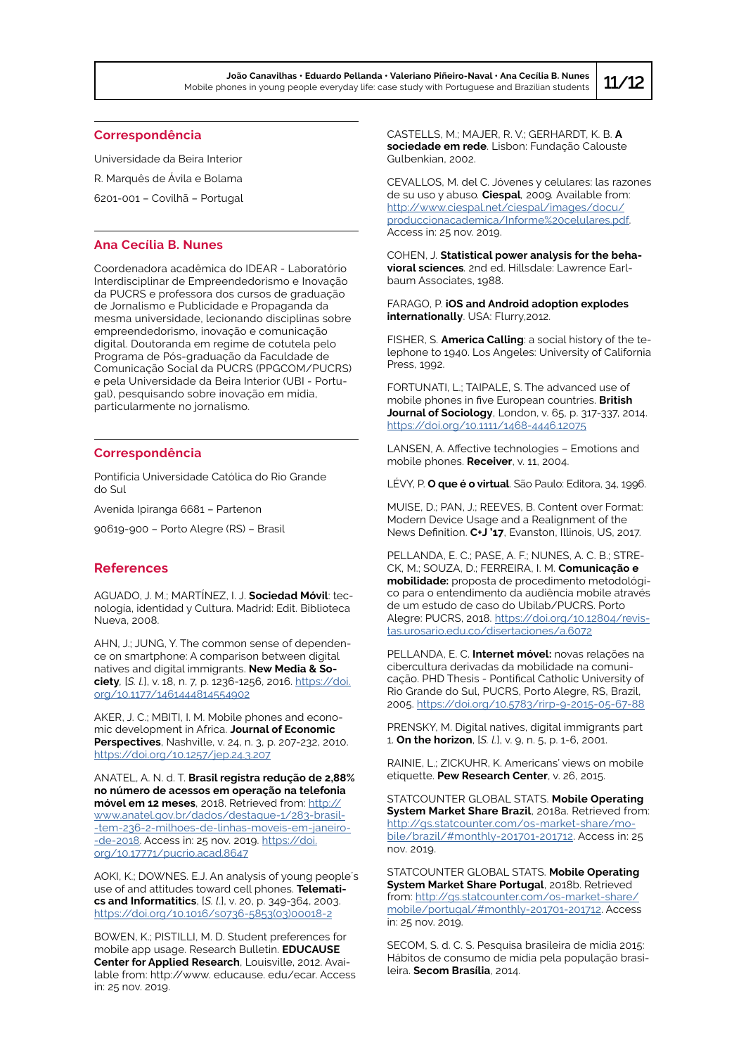## Correspondência

Universidade da Beira Interior

R. Marquês de Ávila e Bolama

6201-001 – Covilhã – Portugal

## Ana Cecília B. Nunes

Coordenadora acadêmica do IDEAR - Laboratório Interdisciplinar de Empreendedorismo e Inovação da PUCRS e professora dos cursos de graduação de Jornalismo e Publicidade e Propaganda da mesma universidade, lecionando disciplinas sobre empreendedorismo, inovação e comunicação digital. Doutoranda em regime de cotutela pelo Programa de Pós-graduação da Faculdade de Comunicação Social da PUCRS (PPGCOM/PUCRS) e pela Universidade da Beira Interior (UBI - Portugal), pesquisando sobre inovação em mídia, particularmente no jornalismo.

## Correspondência

Pontifícia Universidade Católica do Rio Grande do Sul

Avenida Ipiranga 6681 – Partenon

90619-900 – Porto Alegre (RS) – Brasil

## References

AGUADO, J. M.; MARTÍNEZ, I. J. **Sociedad Móvil**: tecnología, identidad y Cultura. Madrid: Edit. Biblioteca Nueva, 2008.

AHN, J.; JUNG, Y. The common sense of dependence on smartphone: A comparison between digital natives and digital immigrants. **New Media & Society**, [*S. l.*], v. 18, n. 7, p. 1236-1256, 2016. https://doi.org/10.1177/1461444814554902

AKER, J. C.; MBITI, I. M. Mobile phones and economic development in Africa. **Journal of Economic Perspectives**, Nashville, v. 24, n. 3, p. 207-232, 2010. https://doi.org/10.1257/jep.24.3.207

ANATEL, A. N. d. T. **Brasil registra redução de 2,88% no número de acessos em operação na telefonia móvel em 12 meses**, 2018. Retrieved from: http://www.anatel.gov.br/dados/destaque-1/283-brasil-tem-236-2-milhoes-de-linhas-moveis-em-janeiro-de-2018. Access in: 25 nov. 2019. https://doi.org/10.17771/pucrio.acad.8647

AOKI, K.; DOWNES. E.J. An analysis of young people´s use of and attitudes toward cell phones. **Telematics and Informatics**, [*S. l.*], v. 20, p. 349-364, 2003. https://doi.org/10.1016/s0736-5853(03)00018-2

BOWEN, K.; PISTILLI, M. D. Student preferences for mobile app usage. Research Bulletin. **EDUCAUSE Center for Applied Research**, Louisville, 2012. Available from: http://www. educause. edu/ecar. Access in: 25 nov. 2019.

CASTELLS, M.; MAJER, R. V.; GERHARDT, K. B. **A sociedade em rede**. Lisbon: Fundação Calouste Gulbenkian, 2002.

CEVALLOS, M. del C. Jóvenes y celulares: las razones de su uso y abuso. **Ciespal**, 2009. Available from: http://www.ciespal.net/ciespal/images/docu/produccionacademica/Informe%20celulares.pdf. Access in: 25 nov. 2019.

COHEN, J. **Statistical power analysis for the behavioral sciences**. 2nd ed. Hillsdale: Lawrence Earlbaum Associates, 1988.

FARAGO, P. **iOS and Android adoption explodes internationally**. USA: Flurry,2012.

FISHER, S. **America Calling**: a social history of the telephone to 1940. Los Angeles: University of California Press, 1992.

FORTUNATI, L.; TAIPALE, S. The advanced use of mobile phones in five European countries. **British Journal of Sociology**, London, v. 65, p. 317-337, 2014. https://doi.org/10.1111/1468-4446.12075

LANSEN, A. Affective technologies – Emotions and mobile phones. **Receiver**, v. 11, 2004.

LÉVY, P. **O que é o virtual**. São Paulo: Editora, 34, 1996.

MUISE, D.; PAN, J.; REEVES, B. Content over Format: Modern Device Usage and a Realignment of the News Definition. **C+J '17**, Evanston, Illinois, US, 2017.

PELLANDA, E. C.; PASE, A. F.; NUNES, A. C. B.; STRECK, M.; SOUZA, D.; FERREIRA, I. M. **Comunicação e mobilidade:** proposta de procedimento metodológico para o entendimento da audiência mobile através de um estudo de caso do Ubilab/PUCRS. Porto Alegre: PUCRS, 2018. https://doi.org/10.12804/revistas.urosario.edu.co/disertaciones/a.6072

PELLANDA, E. C. **Internet móvel:** novas relações na cibercultura derivadas da mobilidade na comunicação. PHD Thesis - Pontifical Catholic University of Rio Grande do Sul, PUCRS, Porto Alegre, RS, Brazil, 2005. https://doi.org/10.5783/rirp-9-2015-05-67-88

PRENSKY, M. Digital natives, digital immigrants part 1. **On the horizon**, [*S. l.*], v. 9, n. 5, p. 1-6, 2001.

RAINIE, L.; ZICKUHR, K. Americans' views on mobile etiquette. **Pew Research Center**, v. 26, 2015.

STATCOUNTER GLOBAL STATS. **Mobile Operating System Market Share Brazil**, 2018a. Retrieved from: http://gs.statcounter.com/os-market-share/mobile/brazil/#monthly-201701-201712. Access in: 25 nov. 2019.

STATCOUNTER GLOBAL STATS. **Mobile Operating System Market Share Portugal**, 2018b. Retrieved from: http://gs.statcounter.com/os-market-share/mobile/portugal/#monthly-201701-201712. Access in: 25 nov. 2019.

SECOM, S. d. C. S. Pesquisa brasileira de mídia 2015: Hábitos de consumo de mídia pela população brasileira. **Secom Brasília**, 2014.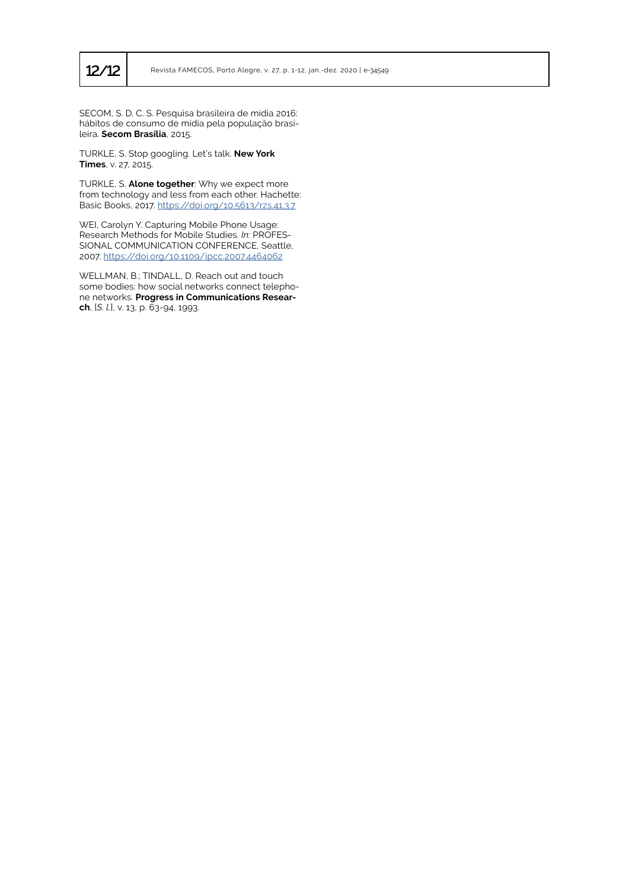SECOM, S. D. C. S. Pesquisa brasileira de mídia 2016: hábitos de consumo de mídia pela população brasileira. **Secom Brasília**, 2015.

TURKLE, S. Stop googling. Let's talk. **New York Times**, v. 27, 2015.

TURKLE, S. **Alone together**: Why we expect more from technology and less from each other. Hachette: Basic Books, 2017. https://doi.org/10.5613/rzs.41.3.7

WEI, Carolyn Y. Capturing Mobile Phone Usage: Research Methods for Mobile Studies. *In:* PROFESSIONAL COMMUNICATION CONFERENCE, Seattle, 2007. https://doi.org/10.1109/ipcc.2007.4464062

WELLMAN, B.; TINDALL, D. Reach out and touch some bodies: how social networks connect telephone networks. **Progress in Communications Research**, [*S. l.*], v. 13, p. 63-94, 1993.